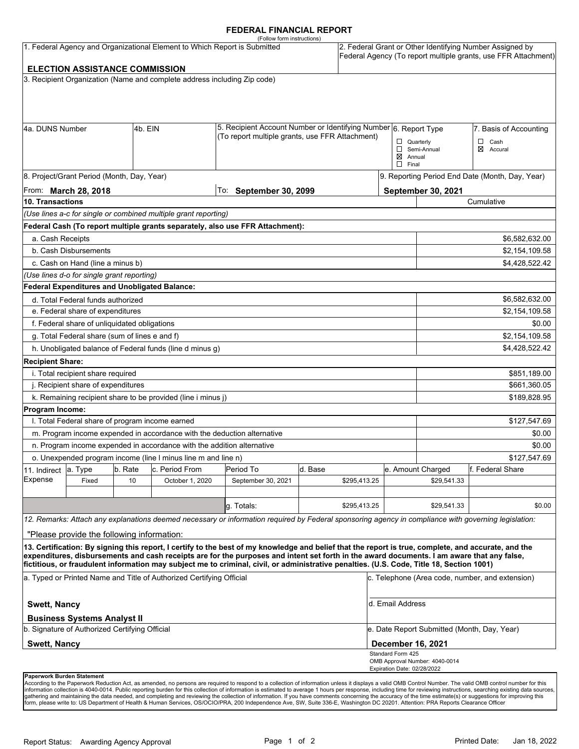# FEDERAL FINANCIAL REPORT

(Follow form instructions)

| | |
|---|---|
| 1. Federal Agency and Organizational Element to Which Report is Submitted<br>**ELECTION ASSISTANCE COMMISSION** | 2. Federal Grant or Other Identifying Number Assigned by Federal Agency (To report multiple grants, use FFR Attachment) |
| 3. Recipient Organization (Name and complete address including Zip code) | |

| 4a. DUNS Number | 4b. EIN | 5. Recipient Account Number or Identifying Number (To report multiple grants, use FFR Attachment) | 6. Report Type | 7. Basis of Accounting |
|---|---|---|---|---|
| | | | ☐ Quarterly<br>☐ Semi-Annual<br>☒ Annual<br>☐ Final | ☐ Cash<br>☒ Accural |

| 8. Project/Grant Period (Month, Day, Year) | | 9. Reporting Period End Date (Month, Day, Year) |
|---|---|---|
| From: **March 28, 2018** | To: **September 30, 2099** | **September 30, 2021** |

| **10. Transactions** | Cumulative |
|---|---|
| *(Use lines a-c for single or combined multiple grant reporting)* | |
| **Federal Cash (To report multiple grants separately, also use FFR Attachment):** | |
| a. Cash Receipts | $6,582,632.00 |
| b. Cash Disbursements | $2,154,109.58 |
| c. Cash on Hand (line a minus b) | $4,428,522.42 |
| *(Use lines d-o for single grant reporting)* | |
| **Federal Expenditures and Unobligated Balance:** | |
| d. Total Federal funds authorized | $6,582,632.00 |
| e. Federal share of expenditures | $2,154,109.58 |
| f. Federal share of unliquidated obligations | $0.00 |
| g. Total Federal share (sum of lines e and f) | $2,154,109.58 |
| h. Unobligated balance of Federal funds (line d minus g) | $4,428,522.42 |
| **Recipient Share:** | |
| i. Total recipient share required | $851,189.00 |
| j. Recipient share of expenditures | $661,360.05 |
| k. Remaining recipient share to be provided (line i minus j) | $189,828.95 |
| **Program Income:** | |
| l. Total Federal share of program income earned | $127,547.69 |
| m. Program income expended in accordance with the deduction alternative | $0.00 |
| n. Program income expended in accordance with the addition alternative | $0.00 |
| o. Unexpended program income (line l minus line m and line n) | $127,547.69 |

| 11. Indirect Expense | a. Type | b. Rate | c. Period From | Period To | d. Base | e. Amount Charged | f. Federal Share |
|---|---|---|---|---|---|---|---|
| | Fixed | 10 | October 1, 2020 | September 30, 2021 | $295,413.25 | $29,541.33 | |
| | | | | | | | |
| | | | | g. Totals: | $295,413.25 | $29,541.33 | $0.00 |

*12. Remarks: Attach any explanations deemed necessary or information required by Federal sponsoring agency in compliance with governing legislation:*

"Please provide the following information:

**13. Certification: By signing this report, I certify to the best of my knowledge and belief that the report is true, complete, and accurate, and the expenditures, disbursements and cash receipts are for the purposes and intent set forth in the award documents. I am aware that any false, fictitious, or fraudulent information may subject me to criminal, civil, or administrative penalties. (U.S. Code, Title 18, Section 1001)**

| | |
|---|---|
| a. Typed or Printed Name and Title of Authorized Certifying Official<br>**Swett, Nancy**<br>**Business Systems Analyst II** | c. Telephone (Area code, number, and extension)<br><br>d. Email Address |
| b. Signature of Authorized Certifying Official<br>**Swett, Nancy** | e. Date Report Submitted (Month, Day, Year)<br>**December 16, 2021** |

Standard Form 425
OMB Approval Number: 4040-0014
Expiration Date: 02/28/2022

**Paperwork Burden Statement**
According to the Paperwork Reduction Act, as amended, no persons are required to respond to a collection of information unless it displays a valid OMB Control Number. The valid OMB control number for this information collection is 4040-0014. Public reporting burden for this collection of information is estimated to average 1 hours per response, including time for reviewing instructions, searching existing data sources, gathering and maintaining the data needed, and completing and reviewing the collection of information. If you have comments concerning the accuracy of the time estimate(s) or suggestions for improving this form, please write to: US Department of Health & Human Services, OS/OCIO/PRA, 200 Independence Ave, SW, Suite 336-E, Washington DC 20201. Attention: PRA Reports Clearance Officer

Report Status: Awarding Agency Approval

Printed Date: Jan 18, 2022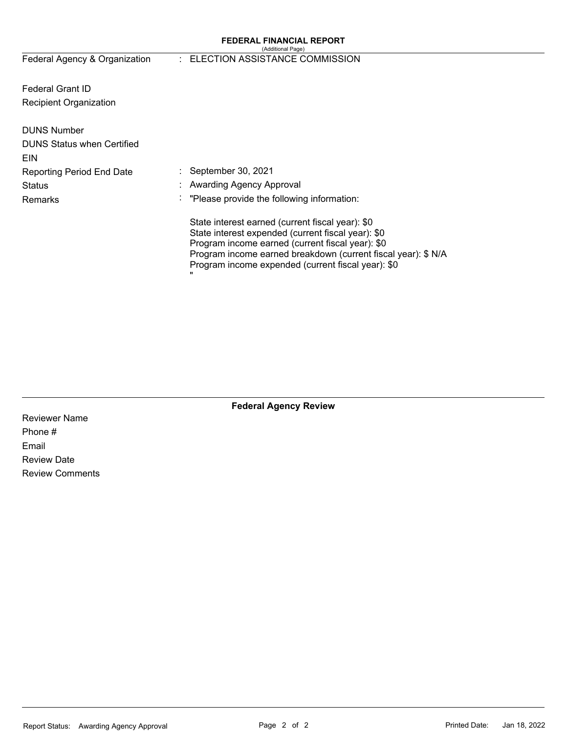# FEDERAL FINANCIAL REPORT

(Additional Page)

| | | |
|---|---|---|
| Federal Agency & Organization | : | ELECTION ASSISTANCE COMMISSION |
| Federal Grant ID | | |
| Recipient Organization | | |
| DUNS Number | | |
| DUNS Status when Certified | | |
| EIN | | |
| Reporting Period End Date | : | September 30, 2021 |
| Status | : | Awarding Agency Approval |
| Remarks | : | "Please provide the following information: |

State interest earned (current fiscal year): $0
State interest expended (current fiscal year): $0
Program income earned (current fiscal year): $0
Program income earned breakdown (current fiscal year): $ N/A
Program income expended (current fiscal year): $0
"

## Federal Agency Review

Reviewer Name
Phone #
Email
Review Date
Review Comments

Report Status: Awarding Agency Approval

Printed Date: Jan 18, 2022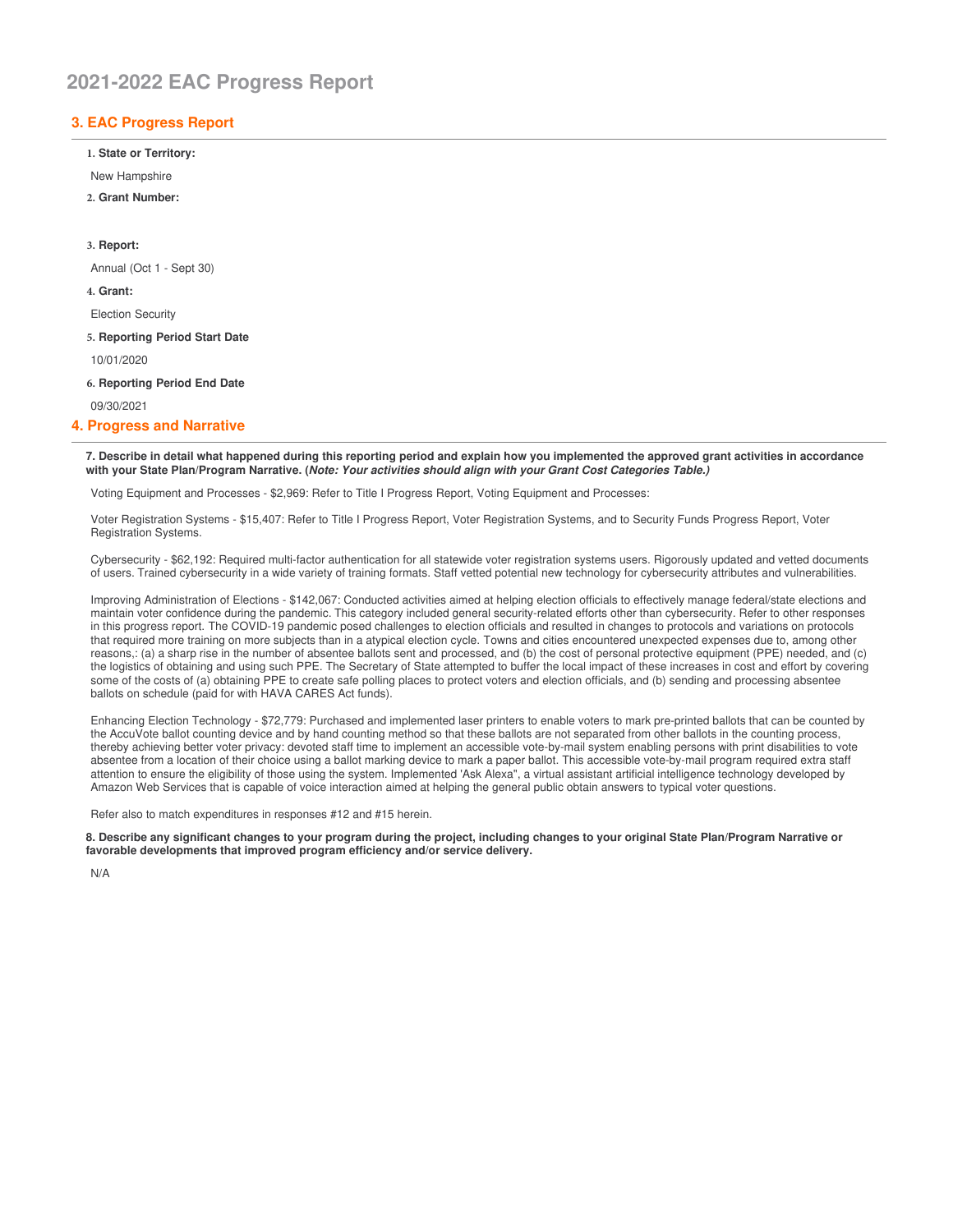# 2021-2022 EAC Progress Report

## 3. EAC Progress Report

**1. State or Territory:**

New Hampshire

**2. Grant Number:**

**3. Report:**

Annual (Oct 1 - Sept 30)

**4. Grant:**

Election Security

**5. Reporting Period Start Date**

10/01/2020

**6. Reporting Period End Date**

09/30/2021

## 4. Progress and Narrative

**7. Describe in detail what happened during this reporting period and explain how you implemented the approved grant activities in accordance with your State Plan/Program Narrative. (*Note: Your activities should align with your Grant Cost Categories Table.)***

Voting Equipment and Processes - $2,969: Refer to Title I Progress Report, Voting Equipment and Processes:

Voter Registration Systems - $15,407: Refer to Title I Progress Report, Voter Registration Systems, and to Security Funds Progress Report, Voter Registration Systems.

Cybersecurity - $62,192: Required multi-factor authentication for all statewide voter registration systems users. Rigorously updated and vetted documents of users. Trained cybersecurity in a wide variety of training formats. Staff vetted potential new technology for cybersecurity attributes and vulnerabilities.

Improving Administration of Elections - $142,067: Conducted activities aimed at helping election officials to effectively manage federal/state elections and maintain voter confidence during the pandemic. This category included general security-related efforts other than cybersecurity. Refer to other responses in this progress report. The COVID-19 pandemic posed challenges to election officials and resulted in changes to protocols and variations on protocols that required more training on more subjects than in a atypical election cycle. Towns and cities encountered unexpected expenses due to, among other reasons,: (a) a sharp rise in the number of absentee ballots sent and processed, and (b) the cost of personal protective equipment (PPE) needed, and (c) the logistics of obtaining and using such PPE. The Secretary of State attempted to buffer the local impact of these increases in cost and effort by covering some of the costs of (a) obtaining PPE to create safe polling places to protect voters and election officials, and (b) sending and processing absentee ballots on schedule (paid for with HAVA CARES Act funds).

Enhancing Election Technology - $72,779: Purchased and implemented laser printers to enable voters to mark pre-printed ballots that can be counted by the AccuVote ballot counting device and by hand counting method so that these ballots are not separated from other ballots in the counting process, thereby achieving better voter privacy: devoted staff time to implement an accessible vote-by-mail system enabling persons with print disabilities to vote absentee from a location of their choice using a ballot marking device to mark a paper ballot. This accessible vote-by-mail program required extra staff attention to ensure the eligibility of those using the system. Implemented 'Ask Alexa", a virtual assistant artificial intelligence technology developed by Amazon Web Services that is capable of voice interaction aimed at helping the general public obtain answers to typical voter questions.

Refer also to match expenditures in responses #12 and #15 herein.

**8. Describe any significant changes to your program during the project, including changes to your original State Plan/Program Narrative or favorable developments that improved program efficiency and/or service delivery.**

N/A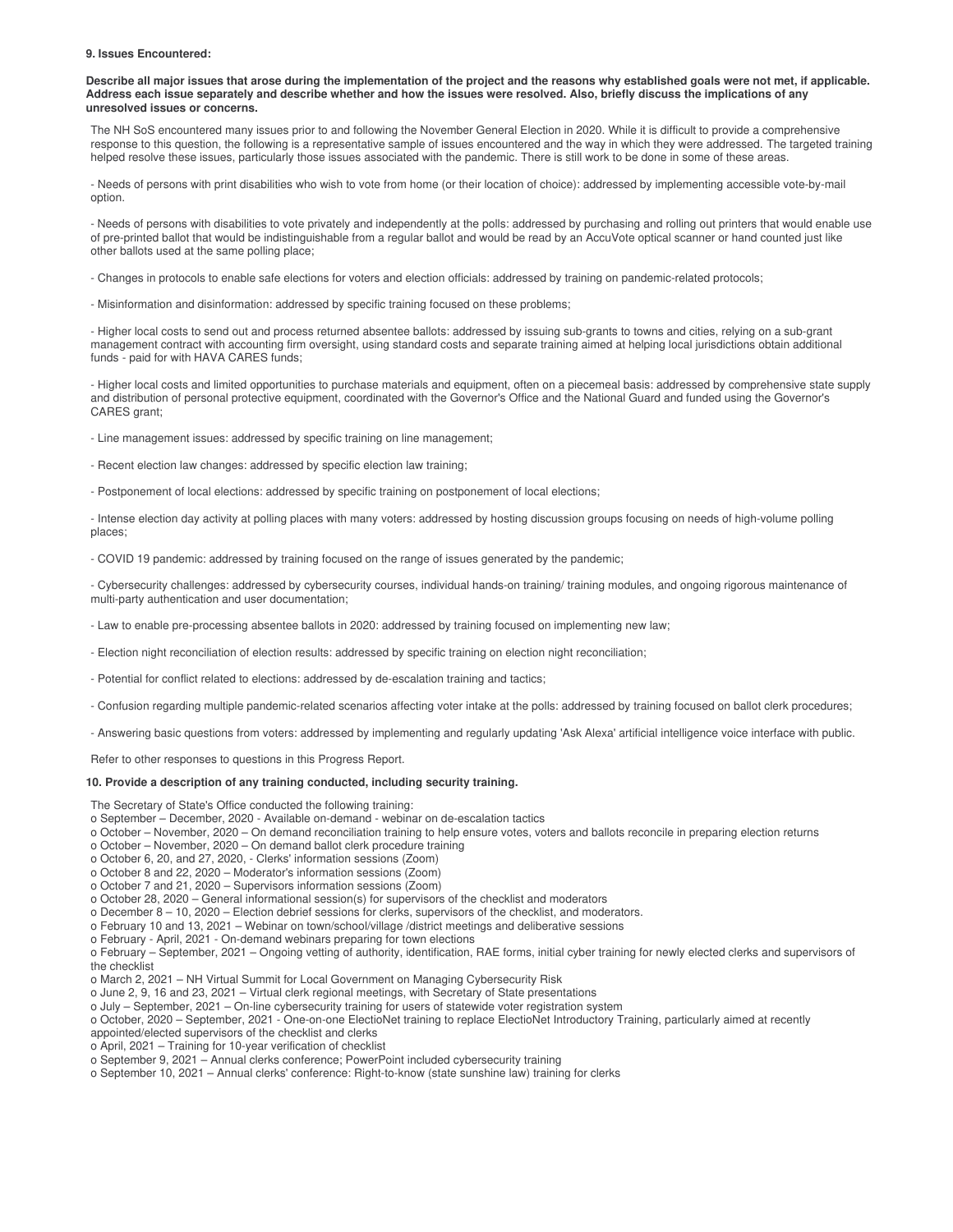**9. Issues Encountered:**

**Describe all major issues that arose during the implementation of the project and the reasons why established goals were not met, if applicable. Address each issue separately and describe whether and how the issues were resolved. Also, briefly discuss the implications of any unresolved issues or concerns.**

The NH SoS encountered many issues prior to and following the November General Election in 2020. While it is difficult to provide a comprehensive response to this question, the following is a representative sample of issues encountered and the way in which they were addressed. The targeted training helped resolve these issues, particularly those issues associated with the pandemic. There is still work to be done in some of these areas.

- Needs of persons with print disabilities who wish to vote from home (or their location of choice): addressed by implementing accessible vote-by-mail option.

- Needs of persons with disabilities to vote privately and independently at the polls: addressed by purchasing and rolling out printers that would enable use of pre-printed ballot that would be indistinguishable from a regular ballot and would be read by an AccuVote optical scanner or hand counted just like other ballots used at the same polling place;

- Changes in protocols to enable safe elections for voters and election officials: addressed by training on pandemic-related protocols;

- Misinformation and disinformation: addressed by specific training focused on these problems;

- Higher local costs to send out and process returned absentee ballots: addressed by issuing sub-grants to towns and cities, relying on a sub-grant management contract with accounting firm oversight, using standard costs and separate training aimed at helping local jurisdictions obtain additional funds - paid for with HAVA CARES funds;

- Higher local costs and limited opportunities to purchase materials and equipment, often on a piecemeal basis: addressed by comprehensive state supply and distribution of personal protective equipment, coordinated with the Governor's Office and the National Guard and funded using the Governor's CARES grant;

- Line management issues: addressed by specific training on line management;

- Recent election law changes: addressed by specific election law training;

- Postponement of local elections: addressed by specific training on postponement of local elections;

- Intense election day activity at polling places with many voters: addressed by hosting discussion groups focusing on needs of high-volume polling places;

- COVID 19 pandemic: addressed by training focused on the range of issues generated by the pandemic;

- Cybersecurity challenges: addressed by cybersecurity courses, individual hands-on training/ training modules, and ongoing rigorous maintenance of multi-party authentication and user documentation;

- Law to enable pre-processing absentee ballots in 2020: addressed by training focused on implementing new law;

- Election night reconciliation of election results: addressed by specific training on election night reconciliation;

- Potential for conflict related to elections: addressed by de-escalation training and tactics;

- Confusion regarding multiple pandemic-related scenarios affecting voter intake at the polls: addressed by training focused on ballot clerk procedures;

- Answering basic questions from voters: addressed by implementing and regularly updating 'Ask Alexa' artificial intelligence voice interface with public.

Refer to other responses to questions in this Progress Report.

**10. Provide a description of any training conducted, including security training.**

The Secretary of State's Office conducted the following training:

- o September – December, 2020 - Available on-demand - webinar on de-escalation tactics
- o October – November, 2020 – On demand reconciliation training to help ensure votes, voters and ballots reconcile in preparing election returns
- o October – November, 2020 – On demand ballot clerk procedure training
- o October 6, 20, and 27, 2020, - Clerks' information sessions (Zoom)
- o October 8 and 22, 2020 – Moderator's information sessions (Zoom)
- o October 7 and 21, 2020 – Supervisors information sessions (Zoom)
- o October 28, 2020 – General informational session(s) for supervisors of the checklist and moderators
- o December 8 – 10, 2020 – Election debrief sessions for clerks, supervisors of the checklist, and moderators.
- o February 10 and 13, 2021 – Webinar on town/school/village /district meetings and deliberative sessions
- o February - April, 2021 - On-demand webinars preparing for town elections
- o February – September, 2021 – Ongoing vetting of authority, identification, RAE forms, initial cyber training for newly elected clerks and supervisors of the checklist
- o March 2, 2021 – NH Virtual Summit for Local Government on Managing Cybersecurity Risk
- o June 2, 9, 16 and 23, 2021 – Virtual clerk regional meetings, with Secretary of State presentations
- o July – September, 2021 – On-line cybersecurity training for users of statewide voter registration system
- o October, 2020 – September, 2021 - One-on-one ElectioNet training to replace ElectioNet Introductory Training, particularly aimed at recently appointed/elected supervisors of the checklist and clerks
- o April, 2021 – Training for 10-year verification of checklist
- o September 9, 2021 – Annual clerks conference; PowerPoint included cybersecurity training
- o September 10, 2021 – Annual clerks' conference: Right-to-know (state sunshine law) training for clerks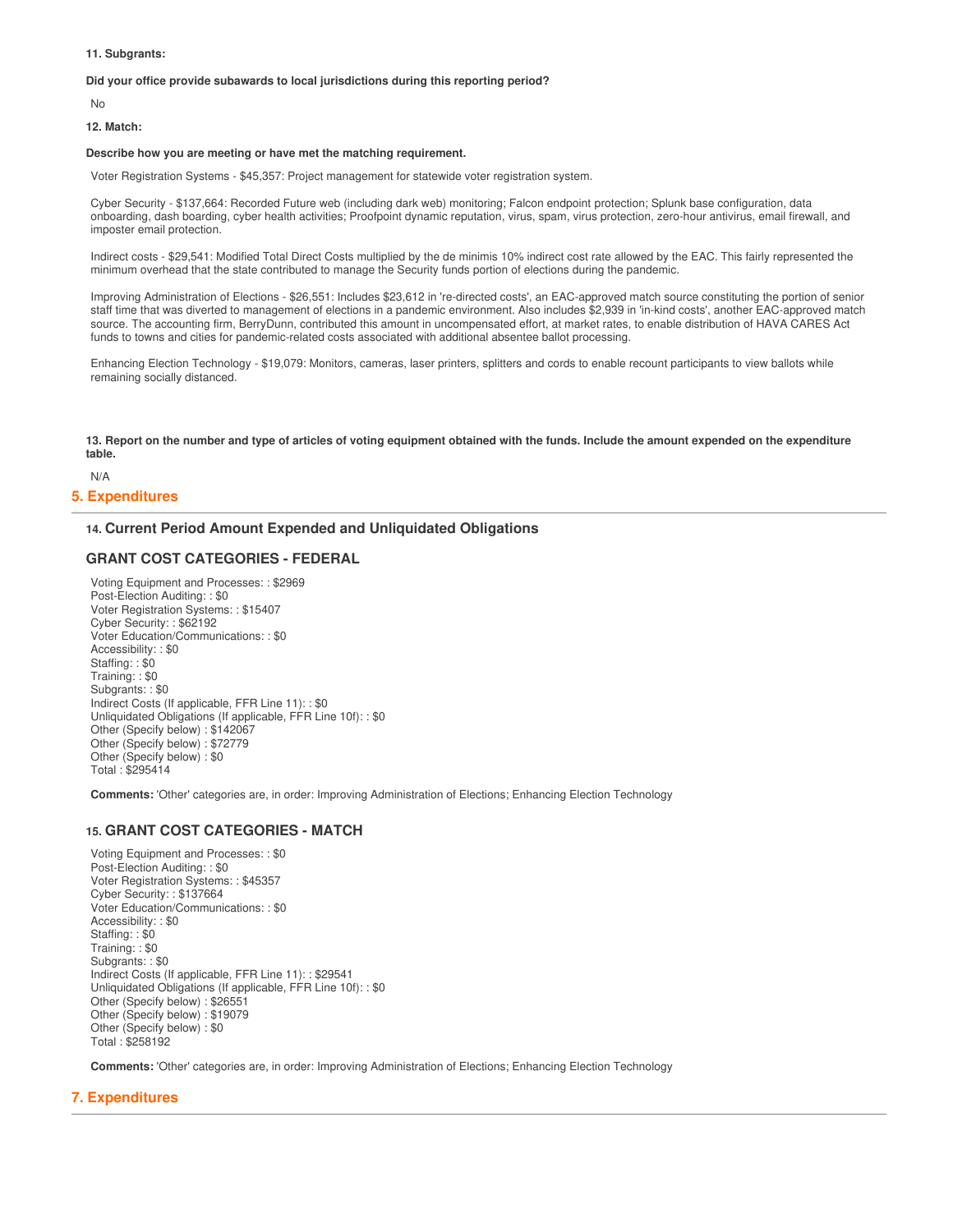**11. Subgrants:**

**Did your office provide subawards to local jurisdictions during this reporting period?**

No

**12. Match:**

**Describe how you are meeting or have met the matching requirement.**

Voter Registration Systems - $45,357: Project management for statewide voter registration system.

Cyber Security - $137,664: Recorded Future web (including dark web) monitoring; Falcon endpoint protection; Splunk base configuration, data onboarding, dash boarding, cyber health activities; Proofpoint dynamic reputation, virus, spam, virus protection, zero-hour antivirus, email firewall, and imposter email protection.

Indirect costs - $29,541: Modified Total Direct Costs multiplied by the de minimis 10% indirect cost rate allowed by the EAC. This fairly represented the minimum overhead that the state contributed to manage the Security funds portion of elections during the pandemic.

Improving Administration of Elections - $26,551: Includes $23,612 in 're-directed costs', an EAC-approved match source constituting the portion of senior staff time that was diverted to management of elections in a pandemic environment. Also includes $2,939 in 'in-kind costs', another EAC-approved match source. The accounting firm, BerryDunn, contributed this amount in uncompensated effort, at market rates, to enable distribution of HAVA CARES Act funds to towns and cities for pandemic-related costs associated with additional absentee ballot processing.

Enhancing Election Technology - $19,079: Monitors, cameras, laser printers, splitters and cords to enable recount participants to view ballots while remaining socially distanced.

**13. Report on the number and type of articles of voting equipment obtained with the funds. Include the amount expended on the expenditure table.**

N/A

## 5. Expenditures

### 14. Current Period Amount Expended and Unliquidated Obligations

### GRANT COST CATEGORIES - FEDERAL

Voting Equipment and Processes: : $2969
Post-Election Auditing: : $0
Voter Registration Systems: : $15407
Cyber Security: : $62192
Voter Education/Communications: : $0
Accessibility: : $0
Staffing: : $0
Training: : $0
Subgrants: : $0
Indirect Costs (If applicable, FFR Line 11): : $0
Unliquidated Obligations (If applicable, FFR Line 10f): : $0
Other (Specify below) : $142067
Other (Specify below) : $72779
Other (Specify below) : $0
Total : $295414

**Comments:** 'Other' categories are, in order: Improving Administration of Elections; Enhancing Election Technology

### 15. GRANT COST CATEGORIES - MATCH

Voting Equipment and Processes: : $0
Post-Election Auditing: : $0
Voter Registration Systems: : $45357
Cyber Security: : $137664
Voter Education/Communications: : $0
Accessibility: : $0
Staffing: : $0
Training: : $0
Subgrants: : $0
Indirect Costs (If applicable, FFR Line 11): : $29541
Unliquidated Obligations (If applicable, FFR Line 10f): : $0
Other (Specify below) : $26551
Other (Specify below) : $19079
Other (Specify below) : $0
Total : $258192

**Comments:** 'Other' categories are, in order: Improving Administration of Elections; Enhancing Election Technology

## 7. Expenditures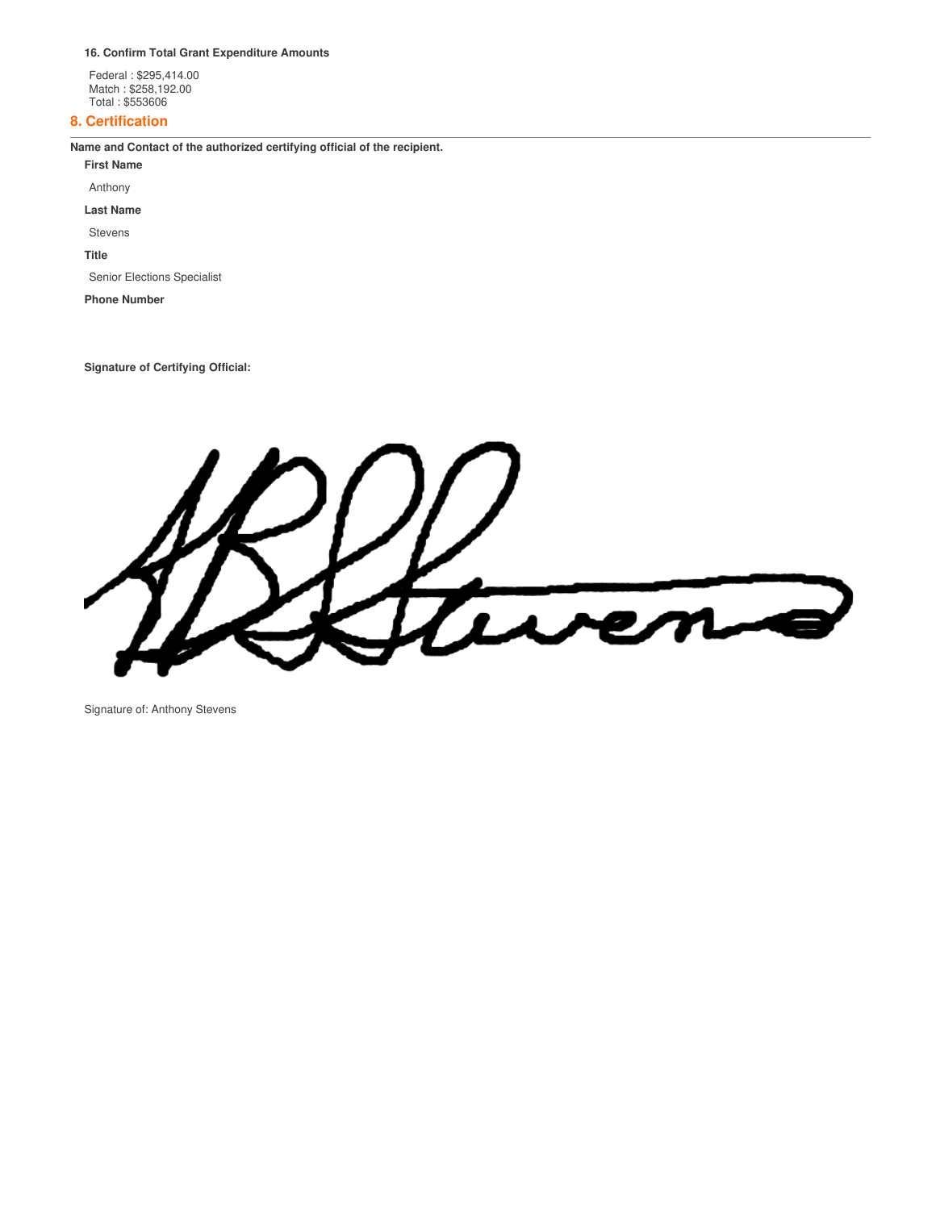**16. Confirm Total Grant Expenditure Amounts**

Federal : $295,414.00
Match : $258,192.00
Total : $553606

## 8. Certification

**Name and Contact of the authorized certifying official of the recipient.**

**First Name**

Anthony

**Last Name**

Stevens

**Title**

Senior Elections Specialist

**Phone Number**

**Signature of Certifying Official:**

Signature of: Anthony Stevens